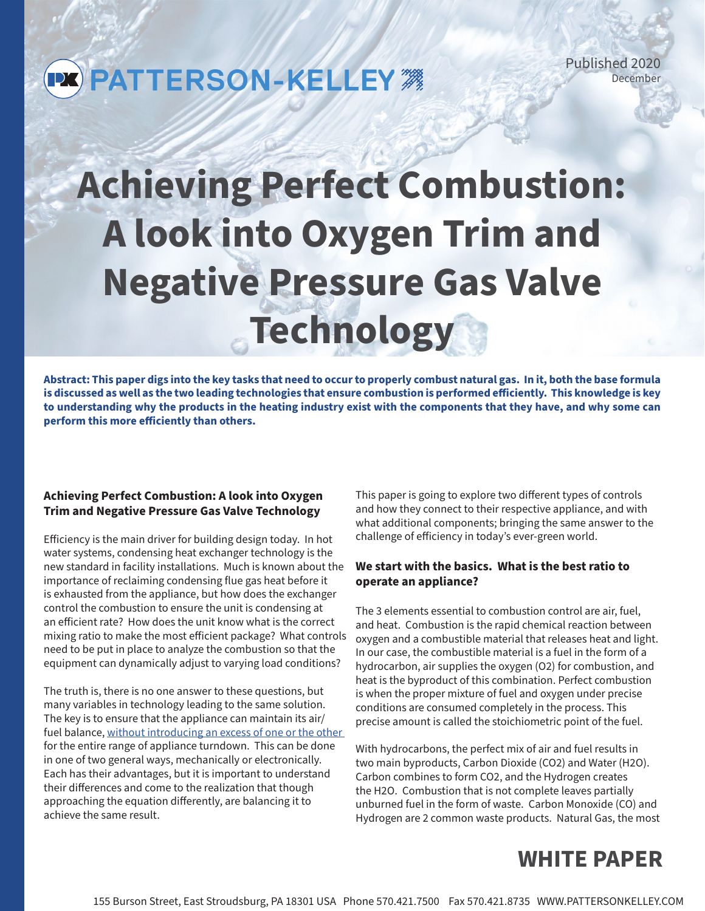PATTERSON-KELLEY

Published 2020
December

# Achieving Perfect Combustion: A look into Oxygen Trim and Negative Pressure Gas Valve Technology

**Abstract: This paper digs into the key tasks that need to occur to properly combust natural gas. In it, both the base formula is discussed as well as the two leading technologies that ensure combustion is performed efficiently. This knowledge is key to understanding why the products in the heating industry exist with the components that they have, and why some can perform this more efficiently than others.**

### Achieving Perfect Combustion: A look into Oxygen Trim and Negative Pressure Gas Valve Technology

Efficiency is the main driver for building design today. In hot water systems, condensing heat exchanger technology is the new standard in facility installations. Much is known about the importance of reclaiming condensing flue gas heat before it is exhausted from the appliance, but how does the exchanger control the combustion to ensure the unit is condensing at an efficient rate? How does the unit know what is the correct mixing ratio to make the most efficient package? What controls need to be put in place to analyze the combustion so that the equipment can dynamically adjust to varying load conditions?

The truth is, there is no one answer to these questions, but many variables in technology leading to the same solution. The key is to ensure that the appliance can maintain its air/fuel balance, without introducing an excess of one or the other for the entire range of appliance turndown. This can be done in one of two general ways, mechanically or electronically. Each has their advantages, but it is important to understand their differences and come to the realization that though approaching the equation differently, are balancing it to achieve the same result.

This paper is going to explore two different types of controls and how they connect to their respective appliance, and with what additional components; bringing the same answer to the challenge of efficiency in today's ever-green world.

### We start with the basics. What is the best ratio to operate an appliance?

The 3 elements essential to combustion control are air, fuel, and heat. Combustion is the rapid chemical reaction between oxygen and a combustible material that releases heat and light. In our case, the combustible material is a fuel in the form of a hydrocarbon, air supplies the oxygen ($O_2$) for combustion, and heat is the byproduct of this combination. Perfect combustion is when the proper mixture of fuel and oxygen under precise conditions are consumed completely in the process. This precise amount is called the stoichiometric point of the fuel.

With hydrocarbons, the perfect mix of air and fuel results in two main byproducts, Carbon Dioxide ($CO_2$) and Water ($H_2O$). Carbon combines to form $CO_2$, and the Hydrogen creates the $H_2O$. Combustion that is not complete leaves partially unburned fuel in the form of waste. Carbon Monoxide (CO) and Hydrogen are 2 common waste products. Natural Gas, the most

## WHITE PAPER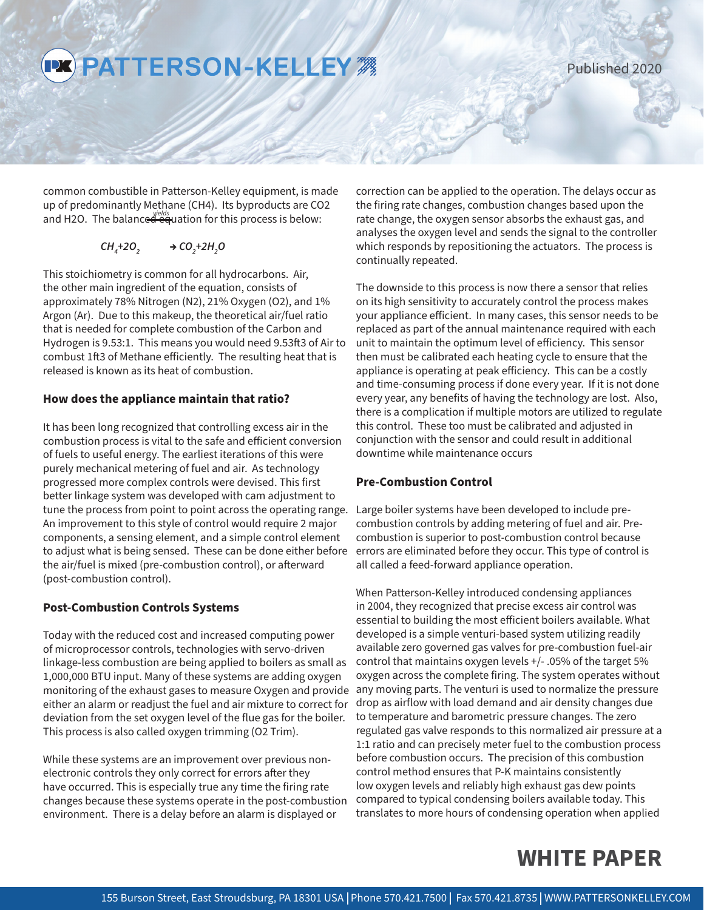common combustible in Patterson-Kelley equipment, is made up of predominantly Methane ($CH_4$). Its byproducts are $CO_2$ and $H_2O$. The balanced ~~equation~~ *yields* equation for this process is below:

$$CH_4+2O_2 \rightarrow CO_2+2H_2O$$

This stoichiometry is common for all hydrocarbons. Air, the other main ingredient of the equation, consists of approximately 78% Nitrogen ($N_2$), 21% Oxygen ($O_2$), and 1% Argon (Ar). Due to this makeup, the theoretical air/fuel ratio that is needed for complete combustion of the Carbon and Hydrogen is 9.53:1. This means you would need 9.53ft3 of Air to combust 1ft3 of Methane efficiently. The resulting heat that is released is known as its heat of combustion.

### How does the appliance maintain that ratio?

It has been long recognized that controlling excess air in the combustion process is vital to the safe and efficient conversion of fuels to useful energy. The earliest iterations of this were purely mechanical metering of fuel and air. As technology progressed more complex controls were devised. This first better linkage system was developed with cam adjustment to tune the process from point to point across the operating range. An improvement to this style of control would require 2 major components, a sensing element, and a simple control element to adjust what is being sensed. These can be done either before the air/fuel is mixed (pre-combustion control), or afterward (post-combustion control).

### Post-Combustion Controls Systems

Today with the reduced cost and increased computing power of microprocessor controls, technologies with servo-driven linkage-less combustion are being applied to boilers as small as 1,000,000 BTU input. Many of these systems are adding oxygen monitoring of the exhaust gases to measure Oxygen and provide either an alarm or readjust the fuel and air mixture to correct for deviation from the set oxygen level of the flue gas for the boiler. This process is also called oxygen trimming ($O_2$ Trim).

While these systems are an improvement over previous non-electronic controls they only correct for errors after they have occurred. This is especially true any time the firing rate changes because these systems operate in the post-combustion environment. There is a delay before an alarm is displayed or correction can be applied to the operation. The delays occur as the firing rate changes, combustion changes based upon the rate change, the oxygen sensor absorbs the exhaust gas, and analyses the oxygen level and sends the signal to the controller which responds by repositioning the actuators. The process is continually repeated.

The downside to this process is now there a sensor that relies on its high sensitivity to accurately control the process makes your appliance efficient. In many cases, this sensor needs to be replaced as part of the annual maintenance required with each unit to maintain the optimum level of efficiency. This sensor then must be calibrated each heating cycle to ensure that the appliance is operating at peak efficiency. This can be a costly and time-consuming process if done every year. If it is not done every year, any benefits of having the technology are lost. Also, there is a complication if multiple motors are utilized to regulate this control. These too must be calibrated and adjusted in conjunction with the sensor and could result in additional downtime while maintenance occurs

### Pre-Combustion Control

Large boiler systems have been developed to include pre-combustion controls by adding metering of fuel and air. Pre-combustion is superior to post-combustion control because errors are eliminated before they occur. This type of control is all called a feed-forward appliance operation.

When Patterson-Kelley introduced condensing appliances in 2004, they recognized that precise excess air control was essential to building the most efficient boilers available. What developed is a simple venturi-based system utilizing readily available zero governed gas valves for pre-combustion fuel-air control that maintains oxygen levels +/- .05% of the target 5% oxygen across the complete firing. The system operates without any moving parts. The venturi is used to normalize the pressure drop as airflow with load demand and air density changes due to temperature and barometric pressure changes. The zero regulated gas valve responds to this normalized air pressure at a 1:1 ratio and can precisely meter fuel to the combustion process before combustion occurs. The precision of this combustion control method ensures that P-K maintains consistently low oxygen levels and reliably high exhaust gas dew points compared to typical condensing boilers available today. This translates to more hours of condensing operation when applied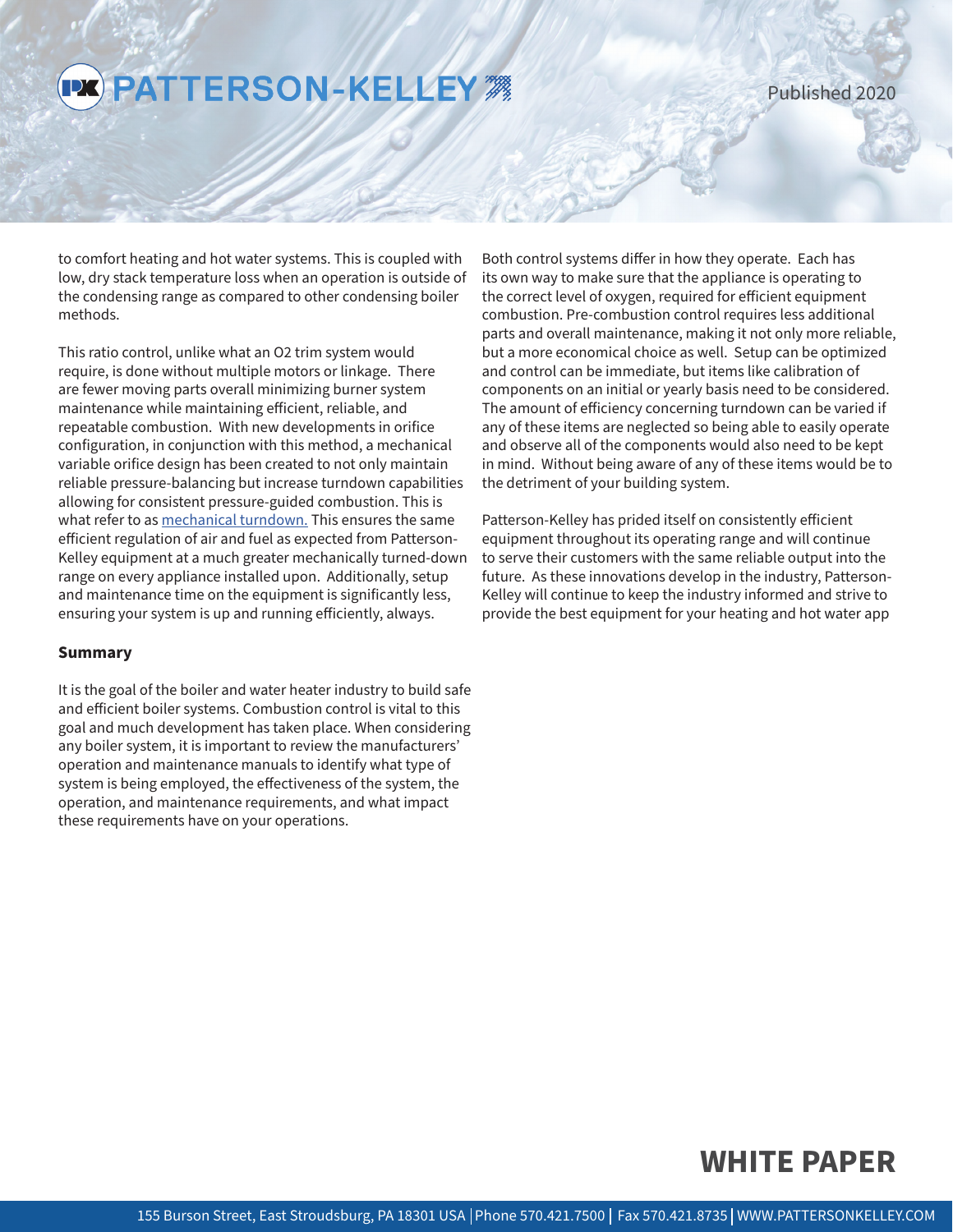to comfort heating and hot water systems. This is coupled with low, dry stack temperature loss when an operation is outside of the condensing range as compared to other condensing boiler methods.

This ratio control, unlike what an O2 trim system would require, is done without multiple motors or linkage. There are fewer moving parts overall minimizing burner system maintenance while maintaining efficient, reliable, and repeatable combustion. With new developments in orifice configuration, in conjunction with this method, a mechanical variable orifice design has been created to not only maintain reliable pressure-balancing but increase turndown capabilities allowing for consistent pressure-guided combustion. This is what refer to as mechanical turndown. This ensures the same efficient regulation of air and fuel as expected from Patterson-Kelley equipment at a much greater mechanically turned-down range on every appliance installed upon. Additionally, setup and maintenance time on the equipment is significantly less, ensuring your system is up and running efficiently, always.

**Summary**

It is the goal of the boiler and water heater industry to build safe and efficient boiler systems. Combustion control is vital to this goal and much development has taken place. When considering any boiler system, it is important to review the manufacturers' operation and maintenance manuals to identify what type of system is being employed, the effectiveness of the system, the operation, and maintenance requirements, and what impact these requirements have on your operations.

Both control systems differ in how they operate. Each has its own way to make sure that the appliance is operating to the correct level of oxygen, required for efficient equipment combustion. Pre-combustion control requires less additional parts and overall maintenance, making it not only more reliable, but a more economical choice as well. Setup can be optimized and control can be immediate, but items like calibration of components on an initial or yearly basis need to be considered. The amount of efficiency concerning turndown can be varied if any of these items are neglected so being able to easily operate and observe all of the components would also need to be kept in mind. Without being aware of any of these items would be to the detriment of your building system.

Patterson-Kelley has prided itself on consistently efficient equipment throughout its operating range and will continue to serve their customers with the same reliable output into the future. As these innovations develop in the industry, Patterson-Kelley will continue to keep the industry informed and strive to provide the best equipment for your heating and hot water app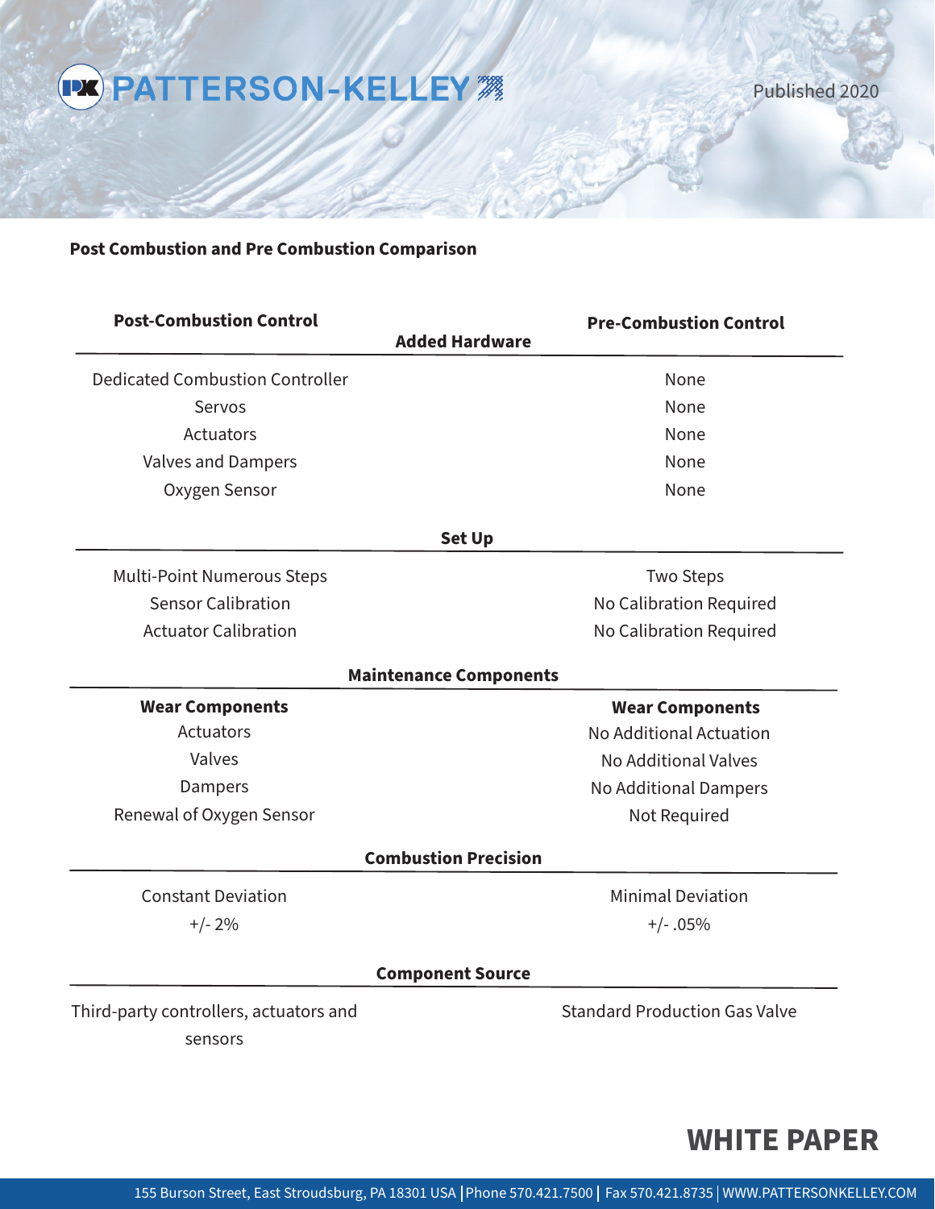## Post Combustion and Pre Combustion Comparison

| Post-Combustion Control | | Pre-Combustion Control |
|---|---|---|
| | **Added Hardware** | |
| Dedicated Combustion Controller | | None |
| Servos | | None |
| Actuators | | None |
| Valves and Dampers | | None |
| Oxygen Sensor | | None |
| | **Set Up** | |
| Multi-Point Numerous Steps | | Two Steps |
| Sensor Calibration | | No Calibration Required |
| Actuator Calibration | | No Calibration Required |
| | **Maintenance Components** | |
| **Wear Components** | | **Wear Components** |
| Actuators | | No Additional Actuation |
| Valves | | No Additional Valves |
| Dampers | | No Additional Dampers |
| Renewal of Oxygen Sensor | | Not Required |
| | **Combustion Precision** | |
| Constant Deviation | | Minimal Deviation |
| +/- 2% | | +/- .05% |
| | **Component Source** | |
| Third-party controllers, actuators and sensors | | Standard Production Gas Valve |

# WHITE PAPER

155 Burson Street, East Stroudsburg, PA 18301 USA | Phone 570.421.7500 | Fax 570.421.8735 | WWW.PATTERSONKELLEY.COM